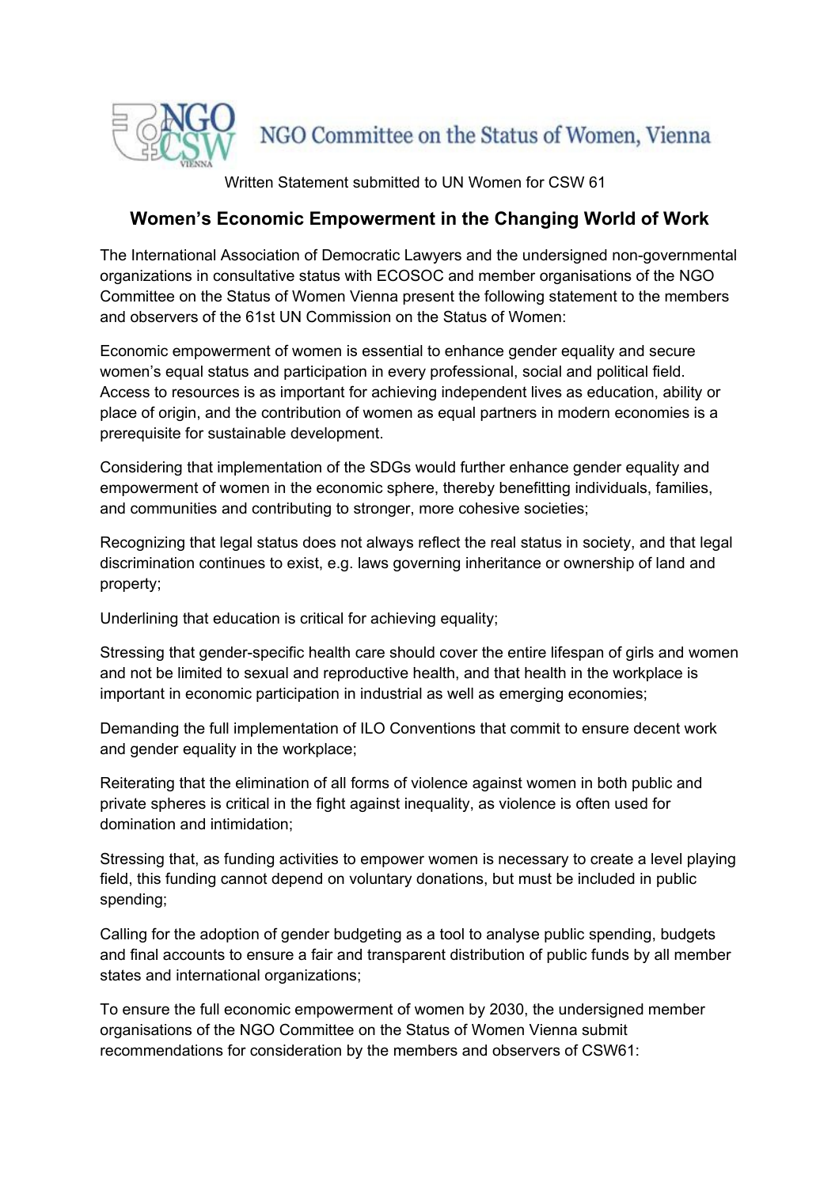NGO Committee on the Status of Women, Vienna

Written Statement submitted to UN Women for CSW 61

# Women's Economic Empowerment in the Changing World of Work

The International Association of Democratic Lawyers and the undersigned non-governmental organizations in consultative status with ECOSOC and member organisations of the NGO Committee on the Status of Women Vienna present the following statement to the members and observers of the 61st UN Commission on the Status of Women:

Economic empowerment of women is essential to enhance gender equality and secure women's equal status and participation in every professional, social and political field. Access to resources is as important for achieving independent lives as education, ability or place of origin, and the contribution of women as equal partners in modern economies is a prerequisite for sustainable development.

Considering that implementation of the SDGs would further enhance gender equality and empowerment of women in the economic sphere, thereby benefitting individuals, families, and communities and contributing to stronger, more cohesive societies;

Recognizing that legal status does not always reflect the real status in society, and that legal discrimination continues to exist, e.g. laws governing inheritance or ownership of land and property;

Underlining that education is critical for achieving equality;

Stressing that gender-specific health care should cover the entire lifespan of girls and women and not be limited to sexual and reproductive health, and that health in the workplace is important in economic participation in industrial as well as emerging economies;

Demanding the full implementation of ILO Conventions that commit to ensure decent work and gender equality in the workplace;

Reiterating that the elimination of all forms of violence against women in both public and private spheres is critical in the fight against inequality, as violence is often used for domination and intimidation;

Stressing that, as funding activities to empower women is necessary to create a level playing field, this funding cannot depend on voluntary donations, but must be included in public spending;

Calling for the adoption of gender budgeting as a tool to analyse public spending, budgets and final accounts to ensure a fair and transparent distribution of public funds by all member states and international organizations;

To ensure the full economic empowerment of women by 2030, the undersigned member organisations of the NGO Committee on the Status of Women Vienna submit recommendations for consideration by the members and observers of CSW61: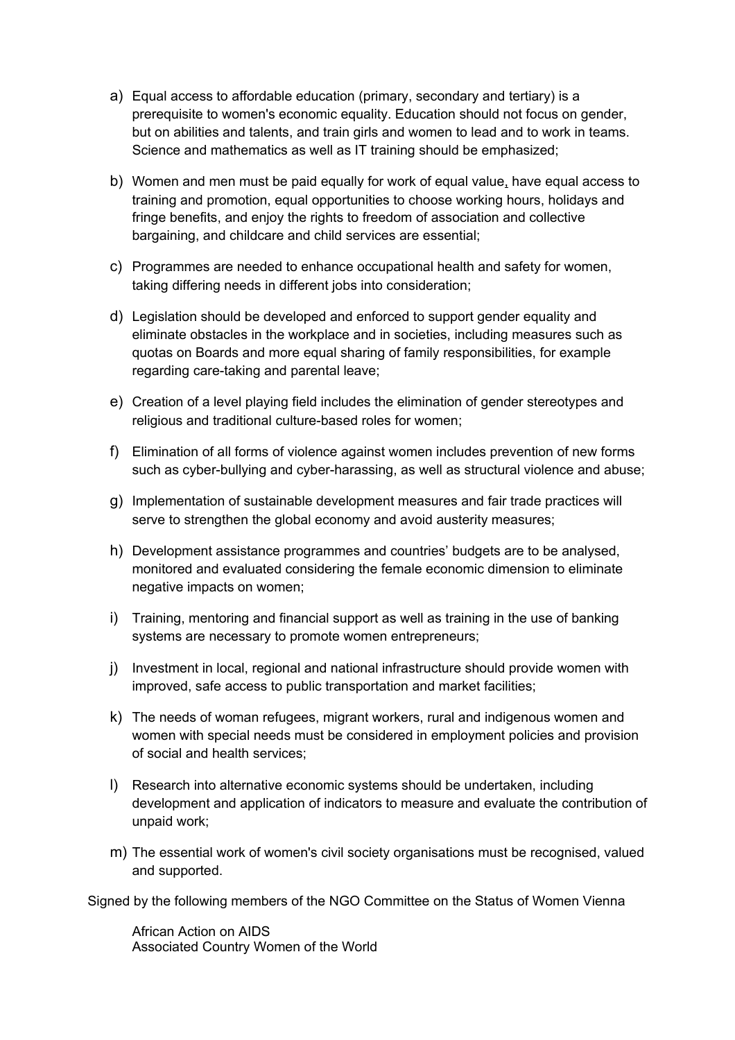a) Equal access to affordable education (primary, secondary and tertiary) is a prerequisite to women's economic equality. Education should not focus on gender, but on abilities and talents, and train girls and women to lead and to work in teams. Science and mathematics as well as IT training should be emphasized;

b) Women and men must be paid equally for work of equal value, have equal access to training and promotion, equal opportunities to choose working hours, holidays and fringe benefits, and enjoy the rights to freedom of association and collective bargaining, and childcare and child services are essential;

c) Programmes are needed to enhance occupational health and safety for women, taking differing needs in different jobs into consideration;

d) Legislation should be developed and enforced to support gender equality and eliminate obstacles in the workplace and in societies, including measures such as quotas on Boards and more equal sharing of family responsibilities, for example regarding care-taking and parental leave;

e) Creation of a level playing field includes the elimination of gender stereotypes and religious and traditional culture-based roles for women;

f) Elimination of all forms of violence against women includes prevention of new forms such as cyber-bullying and cyber-harassing, as well as structural violence and abuse;

g) Implementation of sustainable development measures and fair trade practices will serve to strengthen the global economy and avoid austerity measures;

h) Development assistance programmes and countries' budgets are to be analysed, monitored and evaluated considering the female economic dimension to eliminate negative impacts on women;

i) Training, mentoring and financial support as well as training in the use of banking systems are necessary to promote women entrepreneurs;

j) Investment in local, regional and national infrastructure should provide women with improved, safe access to public transportation and market facilities;

k) The needs of woman refugees, migrant workers, rural and indigenous women and women with special needs must be considered in employment policies and provision of social and health services;

l) Research into alternative economic systems should be undertaken, including development and application of indicators to measure and evaluate the contribution of unpaid work;

m) The essential work of women's civil society organisations must be recognised, valued and supported.

Signed by the following members of the NGO Committee on the Status of Women Vienna

African Action on AIDS
Associated Country Women of the World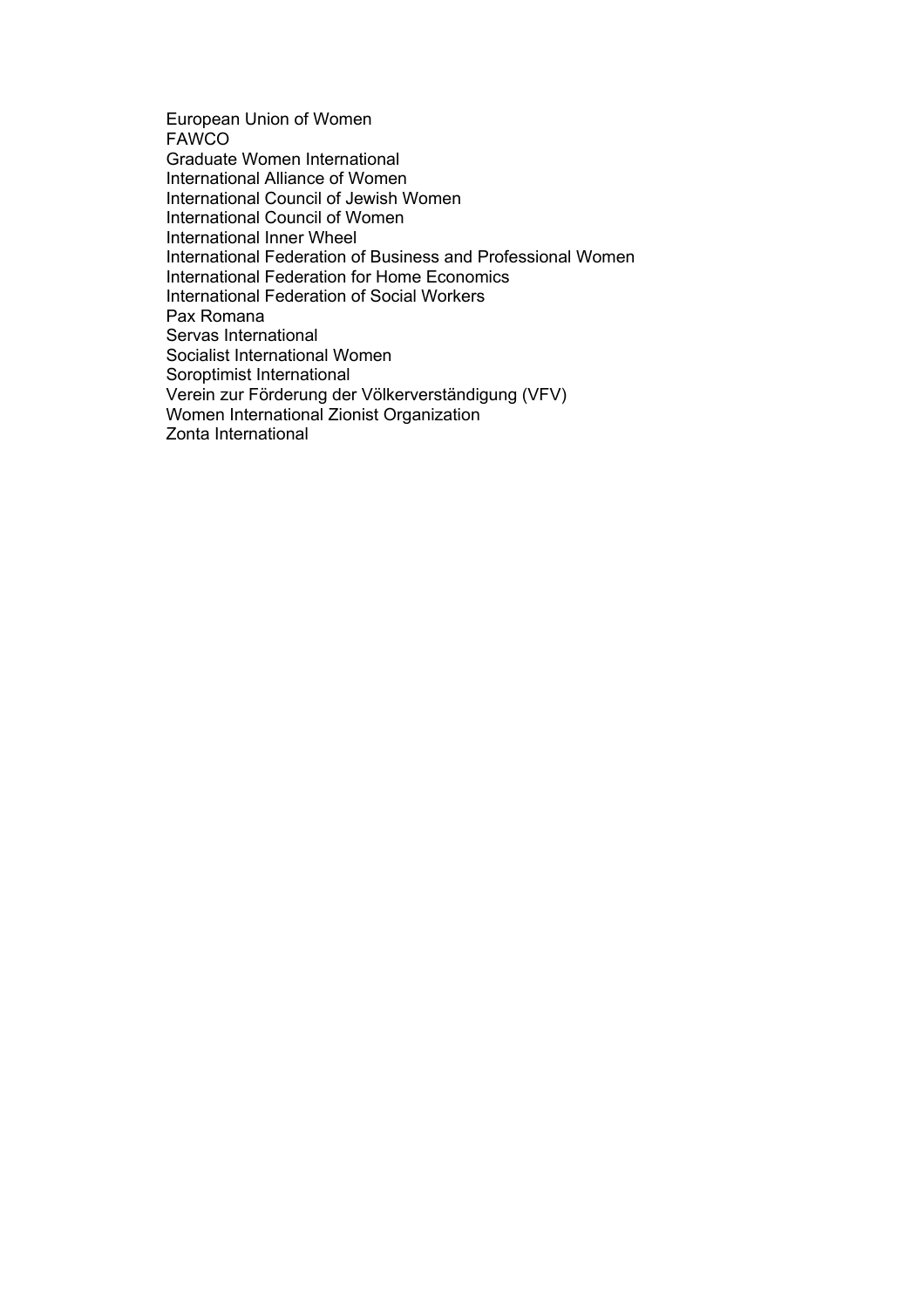European Union of Women
FAWCO
Graduate Women International
International Alliance of Women
International Council of Jewish Women
International Council of Women
International Inner Wheel
International Federation of Business and Professional Women
International Federation for Home Economics
International Federation of Social Workers
Pax Romana
Servas International
Socialist International Women
Soroptimist International
Verein zur Förderung der Völkerverständigung (VFV)
Women International Zionist Organization
Zonta International